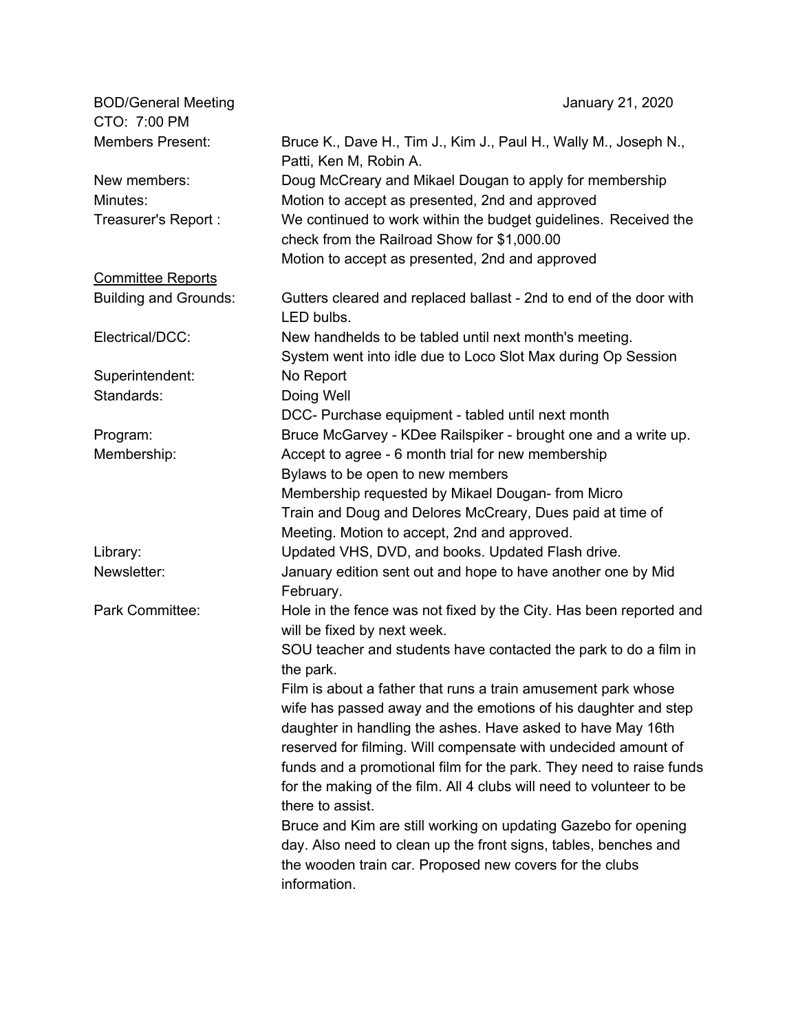BOD/General Meeting January 21, 2020

CTO: 7:00 PM

| | |
|---|---|
| Members Present: | Bruce K., Dave H., Tim J., Kim J., Paul H., Wally M., Joseph N., Patti, Ken M, Robin A. |
| New members: | Doug McCreary and Mikael Dougan to apply for membership |
| Minutes: | Motion to accept as presented, 2nd and approved |
| Treasurer's Report : | We continued to work within the budget guidelines. Received the check from the Railroad Show for $1,000.00<br>Motion to accept as presented, 2nd and approved |

<u>Committee Reports</u>

| | |
|---|---|
| Building and Grounds: | Gutters cleared and replaced ballast - 2nd to end of the door with LED bulbs. |
| Electrical/DCC: | New handhelds to be tabled until next month's meeting.<br>System went into idle due to Loco Slot Max during Op Session |
| Superintendent: | No Report |
| Standards: | Doing Well<br>DCC- Purchase equipment - tabled until next month |
| Program: | Bruce McGarvey - KDee Railspiker - brought one and a write up. |
| Membership: | Accept to agree - 6 month trial for new membership<br>Bylaws to be open to new members<br>Membership requested by Mikael Dougan- from Micro Train and Doug and Delores McCreary, Dues paid at time of Meeting. Motion to accept, 2nd and approved. |
| Library: | Updated VHS, DVD, and books. Updated Flash drive. |
| Newsletter: | January edition sent out and hope to have another one by Mid February. |
| Park Committee: | Hole in the fence was not fixed by the City. Has been reported and will be fixed by next week.<br>SOU teacher and students have contacted the park to do a film in the park.<br>Film is about a father that runs a train amusement park whose wife has passed away and the emotions of his daughter and step daughter in handling the ashes. Have asked to have May 16th reserved for filming. Will compensate with undecided amount of funds and a promotional film for the park. They need to raise funds for the making of the film. All 4 clubs will need to volunteer to be there to assist.<br>Bruce and Kim are still working on updating Gazebo for opening day. Also need to clean up the front signs, tables, benches and the wooden train car. Proposed new covers for the clubs information. |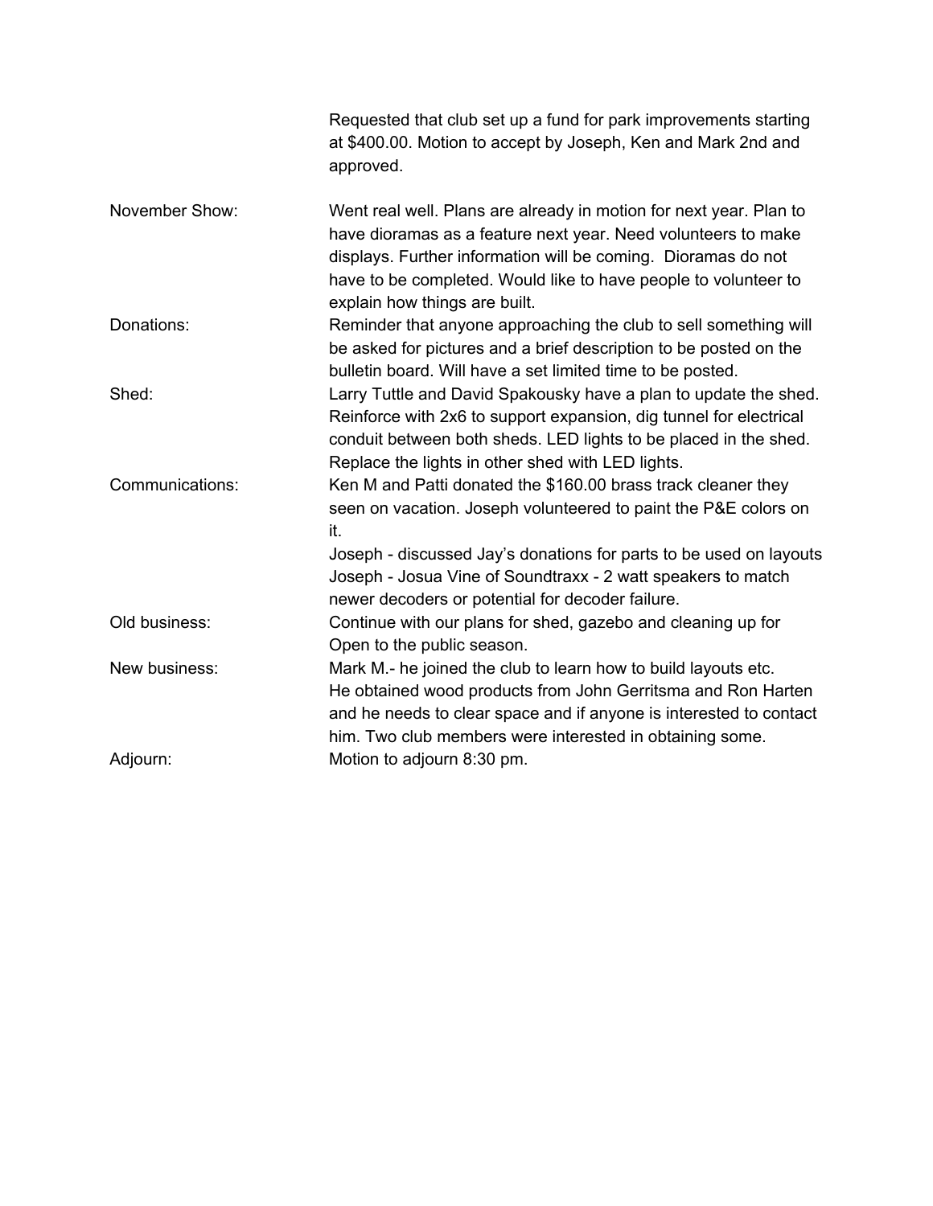| | |
|---|---|
| | Requested that club set up a fund for park improvements starting at $400.00. Motion to accept by Joseph, Ken and Mark 2nd and approved. |
| November Show: | Went real well. Plans are already in motion for next year. Plan to have dioramas as a feature next year. Need volunteers to make displays. Further information will be coming. Dioramas do not have to be completed. Would like to have people to volunteer to explain how things are built. |
| Donations: | Reminder that anyone approaching the club to sell something will be asked for pictures and a brief description to be posted on the bulletin board. Will have a set limited time to be posted. |
| Shed: | Larry Tuttle and David Spakousky have a plan to update the shed. Reinforce with 2x6 to support expansion, dig tunnel for electrical conduit between both sheds. LED lights to be placed in the shed. Replace the lights in other shed with LED lights. |
| Communications: | Ken M and Patti donated the $160.00 brass track cleaner they seen on vacation. Joseph volunteered to paint the P&E colors on it.<br>Joseph - discussed Jay's donations for parts to be used on layouts<br>Joseph - Josua Vine of Soundtraxx - 2 watt speakers to match newer decoders or potential for decoder failure. |
| Old business: | Continue with our plans for shed, gazebo and cleaning up for Open to the public season. |
| New business: | Mark M.- he joined the club to learn how to build layouts etc. He obtained wood products from John Gerritsma and Ron Harten and he needs to clear space and if anyone is interested to contact him. Two club members were interested in obtaining some. |
| Adjourn: | Motion to adjourn 8:30 pm. |